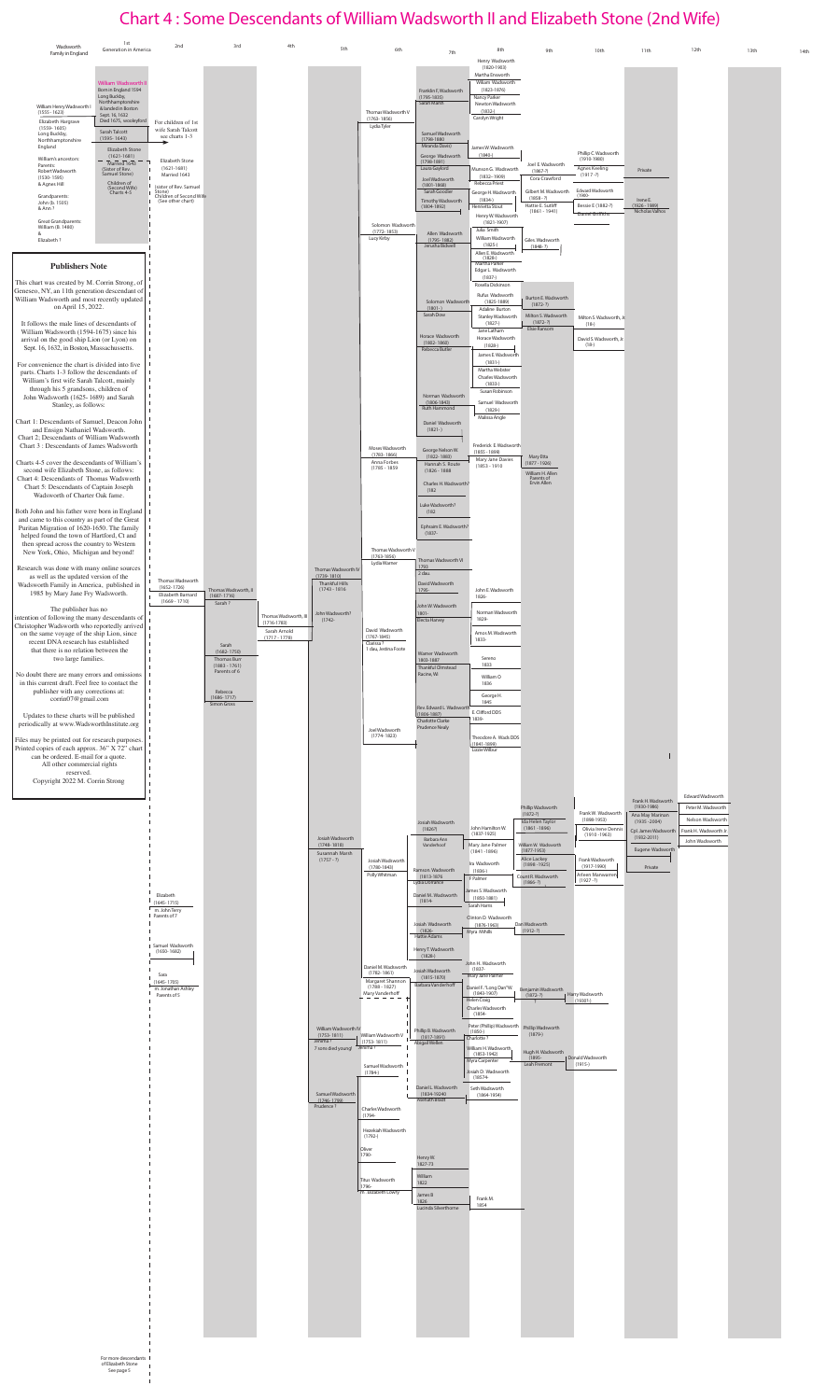# Chart 4 : Some Descendants of William Wadsworth II and Elizabeth Stone (2nd Wife)

Wadsworth Family in England | 1st Generation in America | 2nd | 3rd | 4th | 5th | 6th | 7th | 8th | 9th | 10th | 11th | 12th | 13th | 14th

William Henry Wadsworth I (1555 - 1623)
Elizabeth Hargrave (1559 - 1605)
Long Buckby, Northamptonshire England

William's ancestors:
Parents:
Robert Wadsworth (1530 - 1595)
& Agnes Hill

Grandparents:
John (b. 1505)
& Ann ?

Great Grandparents:
William (B. 1480)
&
Elizabeth ?

William Wadsworth II
Born in England 1594
Long Buckby, Northamptonshire
& landed in Boston Sept. 16, 1632
Died 1675, wooleyford

Sarah Talcott (1595 - 1643)

Elizabeth Stone (1621 - 1681)
Married 1643
(Sister of Rev. Samuel Stone)

Children of (Second Wife)
Charts 4-5

For children of 1st wife Sarah Talcott see charts 1-3

Elizabeth Stone (1621 - 1681)
Married 1643
(sister of Rev. Samuel Stone)
Children of Second Wife (See other chart)

## Publishers Note

This chart was created by M. Corrin Strong, of Geneseo, NY, an 11th generation descendant of William Wadsworth and most recently updated on April 15, 2022.

It follows the male lines of descendants of William Wadsworth (1594-1675) since his arrival on the good ship Lion (or Lyon) on Sept. 16, 1632, in Boston, Massachusetts.

For convenience the chart is divided into five parts. Charts 1-3 follow the descendants of William's first wife Sarah Talcott, mainly through his 5 grandsons, children of John Wadsworth (1625- 1689) and Sarah Stanley, as follows:

Chart 1: Descendants of Samuel, Deacon John and Ensign Nathaniel Wadsworth.
Chart 2: Descendants of William Wadsworth
Chart 3 : Descendants of James Wadsworth

Charts 4-5 cover the descendants of William's second wife Elizabeth Stone, as follows:
Chart 4: Descendants of Thomas Wadsworth
Chart 5: Descendants of Captain Joseph Wadsworth of Charter Oak fame.

Both John and his father were born in England and came to this country as part of the Great Puritan Migration of 1620-1650. The family helped found the town of Hartford, Ct and then spread across the country to Western New York, Ohio, Michigan and beyond!

Research was done with many online sources as well as the updated version of the Wadsworth Family in America, published in 1985 by Mary Jane Fry Wadsworth.

The publisher has no intention of following the many descendants of Christopher Wadsworth who reportedly arrived on the same voyage of the ship Lion, since recent DNA research has established that there is no relation between the two large families.

No doubt there are many errors and omissions in this current draft. Feel free to contact the publisher with any corrections at: corrin07@gmail.com

Updates to these charts will be published periodically at www.WadsworthInstitute.org

Files may be printed out for research purposes. Printed copies of each approx. 36" X 72" chart can be ordered. E-mail for a quote. All other commercial rights reserved.
Copyright 2022 M. Corrin Strong

---

Thomas Wadsworth (1652 - 1726)
Elizabeth Barnard (1664 - 1710)

Thomas Wadsworth, II (1687 - 1716)
Sarah ?

Sarah (1682 - 1750)
Thomas Burr (1683 - 1761)
Parents of 6

Rebecca (1686 - 1717)
Simon Gross

Thomas Wadsworth, III (1716 - 1783)
Sarah Arnold (1717 - 1778)

Thomas Wadsworth IV (1739 - 1810)
Thankful Hills (1743 - 1816)

John Wadsworth? (1742-

Thomas Wadsworth V (1763 - 1856)
Lydia Tyler

Solomon Wadsworth (1772 - 1853)
Lucy Kirby

Moses Wadsworth (1780 - 1866)
Anna Forbes (1785 - 1859)

Thomas Wadsworth V (1763 - 1856)
Lydia Warner

David Wadsworth (1767 - 1845)
Clarissa ?
1 dau, Jerlina Foote

Joel Wadsworth (1774 - 1823)

Franklin F. Wadsworth (1795 - 1835)
Sarah Martin

Samuel Wadsworth (1798 - 1880)
Miranda Davis

George Wadsworth (1796 - 1881)
Laura Gaylord

Joel Wadsworth (1801 - 1868)
Sarah Goodier

Timothy Wadsworth (1804 - 1892)

Allen Wadsworth (1795 - 1882)
Jerusha Bidwell

Solomon Wadsworth (1801 - )
Sarah Dow

Horace Wadsworth (1802 - 1860)
Rebecca Butler

Norman Wadsworth (1806 - 1843)
Ruth Hammond

Daniel Wadsworth (1821 - )

George Nelson W. (1822 - 1882)
Hannah S. Route (1826 - 1888)

Charles H. Wadsworth? (182

Luke Wadsworth? (182

Ephraim E. Wadsworth? (1837-

Thomas Wadsworth VI (1793
2 dau.

David Wadsworth (1795-

John W. Wadsworth (1801-
Electa Harvey

Warner Wadsworth (1803-1887
Thankful Olmstead
Racine, WI.

Rev. Edward L. Wadsworth (1806-1867)
Charlotte Clarke
Prudence Nealy

Henry Wadsworth (1820-1903)
Martha Ensworth

William Wadsworth (1823-1876)
Nancy Parker

Newton Wadsworth (1832-)
Carolyn Wright

James W. Wadsworth (1840-)

Munson G. Wadsworth (1832 - 1909)
Rebecca Priest

George H. Wadsworth (1834-)
Henrietta Stout

Henry W. Wadsworth (1827-1907)
Julia Smith

William Wadsworth (1825-)

Allen E. Wadsworth (1828-)
Martha Parker

Edgar L. Wadsworth (1837-)
Rosella Dickinson

Rufus Wadsworth (1825 - 1884)
Adaline Burton

Stanley Wadsworth (1827-)
Jane Latham

Horace Wadsworth (1826-)

James E. Wadsworth (1831-)
Martha Webster

Charles Wadsworth (1833-)
Susan Robinson

Samuel Wadsworth (1829-)

Malissa Angle

Frederick E. Wadsworth (1855 - 1898)
Mary Jane Davies (1853 - 1913)

John E. Wadsworth 1826-

Norman Wadsworth 1829-

Amos M. Wadsworth 1833-

Seneno 1833

William O. 1836

George H. 1845

E. Clifford DDS 1839-

Theodore A. Wads DDS (1841-1899)
Lizzie Wilbur

Joel E. Wadsworth (1867-?)
Cora Crawford

Gilbert M. Wadsworth (1858 - ?)
Hattie E. Sutliff (1861 - 1941)

Giles Wadsworth (1848-?)

Burton E. Wadsworth (1872-?)

Milton S. Wadsworth (1872-?)
Ellie Ransom

Mary Etta (1877 - 1926)
William H. Allen
Parents of Ervin Allen

Phillip C. Wadsworth (1910-1980)
Agnes Keeling (1917 -?)

Edward Wadsworth (1900-
Bessie E (1882-?)
Daniel Griffiths

Milton S. Wadsworth, Jr (18-)

David S. Wadsworth, Jr (18-)

Private

Irene E. (1926 - 1989)
Nicholas Vallios

---

Elizabeth (1645 - 1715)
m. John Terry
Parents of 7

Samuel Wadsworth (1650 - 1682)

Sara (1645 - 1705)
m. Jonathan Ashley
Parents of 5

Josiah Wadsworth (1748 - 1818)
Susannah Marsh (1757 - ?)

Josiah Wadsworth (1790-1843)
Polly Whitman

Josiah Wadsworth (1826?)
Barbara Ann Vanderhoof

Ransom Wadsworth (1813-1876)
Lydia Dorrance

Daniel M. Wadsworth (1854-

Josiah Wadsworth (1826-
Hattie Adams

Henry T. Wadsworth (1828-)

John Hamilton W. (1837-1925)
Mary Jane Palmer (1841 - 1896)

Ira Wadsworth (1836-)
? Palmer

James S. Wadsworth (1850-1881)
Sarah Harris

Clinton D. Wadsworth (1876-1963)
Myra Mihills

Phillip Wadsworth (1872-?)
Ida Helen Taylor (1861 - 1896)

William W. Wadsworth (1877-1953)
Alice Lackey (1888 - 1925)

Count R. Wadsworth (1886-?)

Dan Wadsworth (1912-?)

Frank W. Wadsworth (1888-1953)
Olivia Irene Dennis (1910 - 1963)

Frank Wadsworth (1917-1990)
Arleen Manwarren (1927-?)

Frank H. Wadsworth (1930-1986)
Ana May Mariman (1935 -2004)

Cpl. James Wadsworth (1932-2011)
Eugene Wadsworth

Private

Edward Wadsworth
Peter M. Wadsworth
Nelson Wadsworth
Frank H. Wadsworth Jr
John Wadsworth

Daniel M. Wadsworth (1782 - 1861)
Margaret Shannon (1788 - 1827)
Mary Vanderhoff

Josiah Wadsworth (1815-1870)
Barbara Vanderhoff

John H. Wadsworth (1837-
Mary Jane Palmer

Daniel F. "Long Dan" W. (1843-1907)
Helen Craig

Charles Wadsworth (1854-

Benjamin Wadsworth (1872-?)

Harry Wadsworth (1933?-)

William Wadsworth IV (1753 - 1811)
Jemima ?
7 sons died young!

William Wadsworth V (1753 - 1811)
Jemima ?

Samuel Wadsworth (1784-)

Phillip B. Wadsworth (1817-1893)
Abigail Wellen

Peter (Phillip) Wadsworth (1850-)
Charlotte ?

William H. Wadsworth (1853-1942)
Myra Carpenter

Josiah O. Wadsworth (1857?-

Phillip Wadsworth (1879-)

Hugh H. Wadsworth (1895-
Leah Fremont

Donald Wadsworth (1915-)

Samuel Wadsworth (1746 - 1788)
Prudence ?

Charles Wadsworth (1794-

Hezekiah Wadsworth (1792-)

Oliver 1790-

Titus Wadsworth 1796-
m. Elizabeth Lowry

Daniel L. Wadsworth (1824-19240)
Hannah Basil

Seth Wadsworth (1864-1954)

Henry W. 1827-73

William 1822

James B 1826
Lucinda Silverthorne

Frank M. 1854

For more descendants of Elizabeth Stone
See page 5